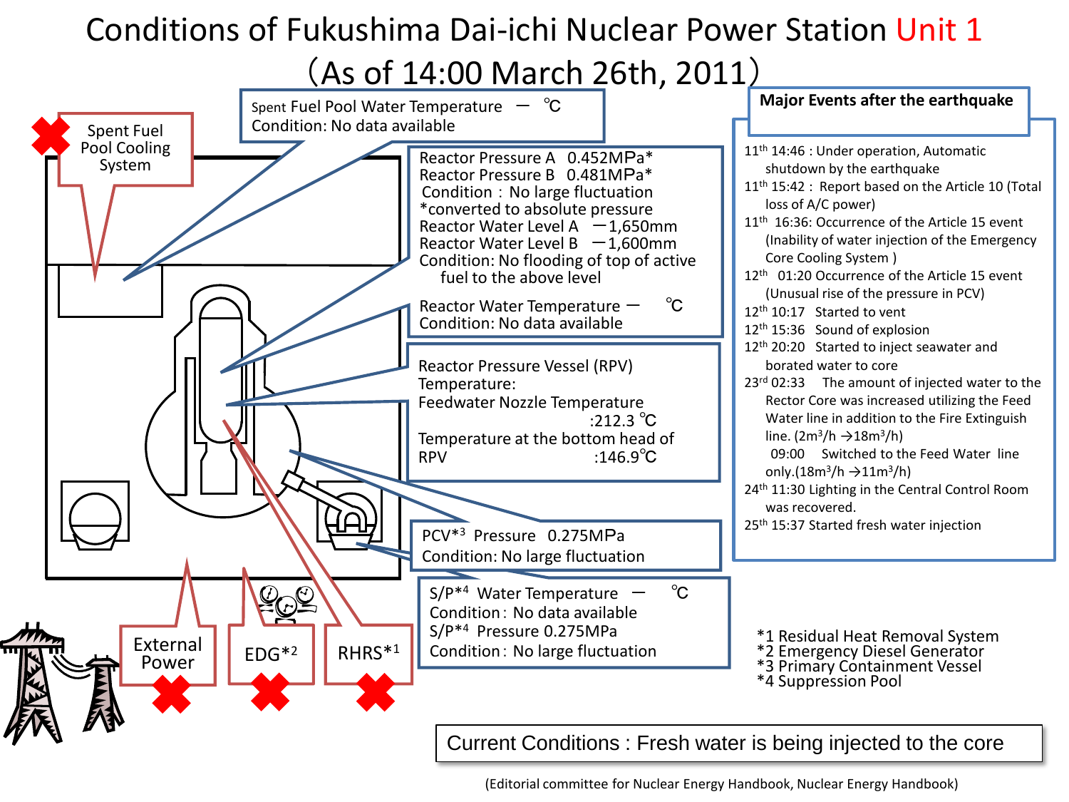# Conditions of Fukushima Dai-ichi Nuclear Power Station Unit 1

## （As of 14:00 March 26th, 2011）

Spent Fuel Pool Cooling System

Spent Fuel Pool Water Temperature － ℃
Condition: No data available

Reactor Pressure A 0.452MPa*
Reactor Pressure B 0.481MPa*
Condition：No large fluctuation
*converted to absolute pressure
Reactor Water Level A －1,650mm
Reactor Water Level B －1,600mm
Condition: No flooding of top of active fuel to the above level

Reactor Water Temperature － ℃
Condition: No data available

Reactor Pressure Vessel (RPV) Temperature:
Feedwater Nozzle Temperature :212.3 ℃
Temperature at the bottom head of RPV :146.9℃

PCV*3 Pressure 0.275MPa
Condition: No large fluctuation

S/P*4 Water Temperature － ℃
Condition：No data available
S/P*4 Pressure 0.275MPa
Condition：No large fluctuation

External Power

EDG*2

RHRS*1

### Major Events after the earthquake

- 11th 14:46 : Under operation, Automatic shutdown by the earthquake
- 11th 15:42 : Report based on the Article 10 (Total loss of A/C power)
- 11th 16:36: Occurrence of the Article 15 event (Inability of water injection of the Emergency Core Cooling System )
- 12th 01:20 Occurrence of the Article 15 event (Unusual rise of the pressure in PCV)
- 12th 10:17 Started to vent
- 12th 15:36 Sound of explosion
- 12th 20:20 Started to inject seawater and borated water to core
- 23rd 02:33 The amount of injected water to the Rector Core was increased utilizing the Feed Water line in addition to the Fire Extinguish line. ($2m^3/h \rightarrow 18m^3/h$)
  - 09:00 Switched to the Feed Water line only.($18m^3/h \rightarrow 11m^3/h$)
- 24th 11:30 Lighting in the Central Control Room was recovered.
- 25th 15:37 Started fresh water injection

*1 Residual Heat Removal System
*2 Emergency Diesel Generator
*3 Primary Containment Vessel
*4 Suppression Pool

**Current Conditions : Fresh water is being injected to the core**

(Editorial committee for Nuclear Energy Handbook, Nuclear Energy Handbook)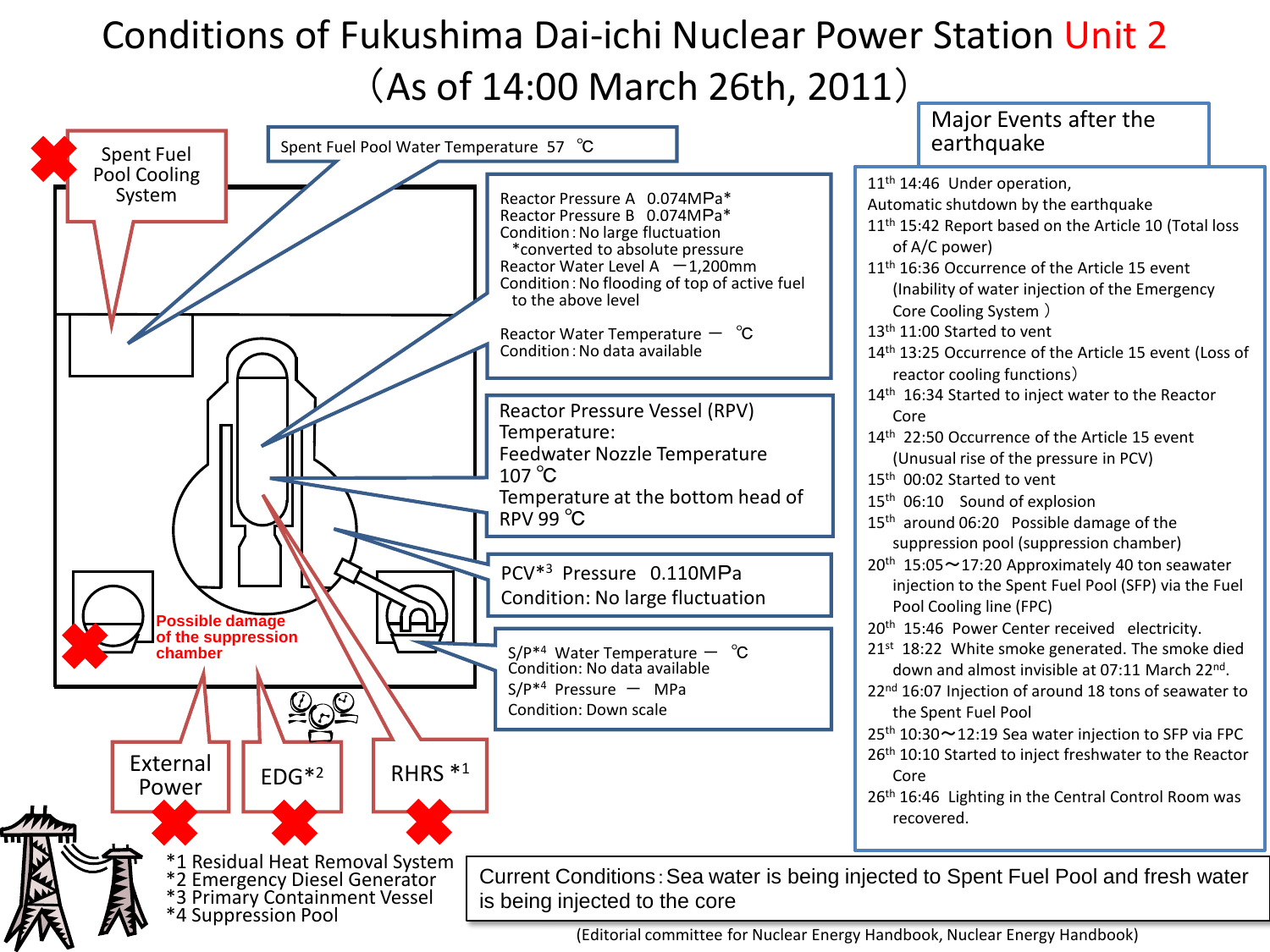# Conditions of Fukushima Dai-ichi Nuclear Power Station Unit 2

## (As of 14:00 March 26th, 2011)

Spent Fuel Pool Cooling System

Spent Fuel Pool Water Temperature 57 ℃

Reactor Pressure A 0.074MPa*
Reactor Pressure B 0.074MPa*
Condition : No large fluctuation
*converted to absolute pressure
Reactor Water Level A −1,200mm
Condition : No flooding of top of active fuel to the above level

Reactor Water Temperature − ℃
Condition : No data available

Reactor Pressure Vessel (RPV) Temperature:
Feedwater Nozzle Temperature 107 ℃
Temperature at the bottom head of RPV 99 ℃

PCV*3 Pressure 0.110MPa
Condition: No large fluctuation

S/P*4 Water Temperature − ℃
Condition: No data available
S/P*4 Pressure − MPa
Condition: Down scale

Possible damage of the suppression chamber

External Power

EDG*2

RHRS *1

*1 Residual Heat Removal System
*2 Emergency Diesel Generator
*3 Primary Containment Vessel
*4 Suppression Pool

### Major Events after the earthquake

- 11th 14:46 Under operation, Automatic shutdown by the earthquake
- 11th 15:42 Report based on the Article 10 (Total loss of A/C power)
- 11th 16:36 Occurrence of the Article 15 event (Inability of water injection of the Emergency Core Cooling System )
- 13th 11:00 Started to vent
- 14th 13:25 Occurrence of the Article 15 event (Loss of reactor cooling functions)
- 14th 16:34 Started to inject water to the Reactor Core
- 14th 22:50 Occurrence of the Article 15 event (Unusual rise of the pressure in PCV)
- 15th 00:02 Started to vent
- 15th 06:10 Sound of explosion
- 15th around 06:20 Possible damage of the suppression pool (suppression chamber)
- 20th 15:05〜17:20 Approximately 40 ton seawater injection to the Spent Fuel Pool (SFP) via the Fuel Pool Cooling line (FPC)
- 20th 15:46 Power Center received electricity.
- 21st 18:22 White smoke generated. The smoke died down and almost invisible at 07:11 March 22nd.
- 22nd 16:07 Injection of around 18 tons of seawater to the Spent Fuel Pool
- 25th 10:30〜12:19 Sea water injection to SFP via FPC
- 26th 10:10 Started to inject freshwater to the Reactor Core
- 26th 16:46 Lighting in the Central Control Room was recovered.

Current Conditions : Sea water is being injected to Spent Fuel Pool and fresh water is being injected to the core

(Editorial committee for Nuclear Energy Handbook, Nuclear Energy Handbook)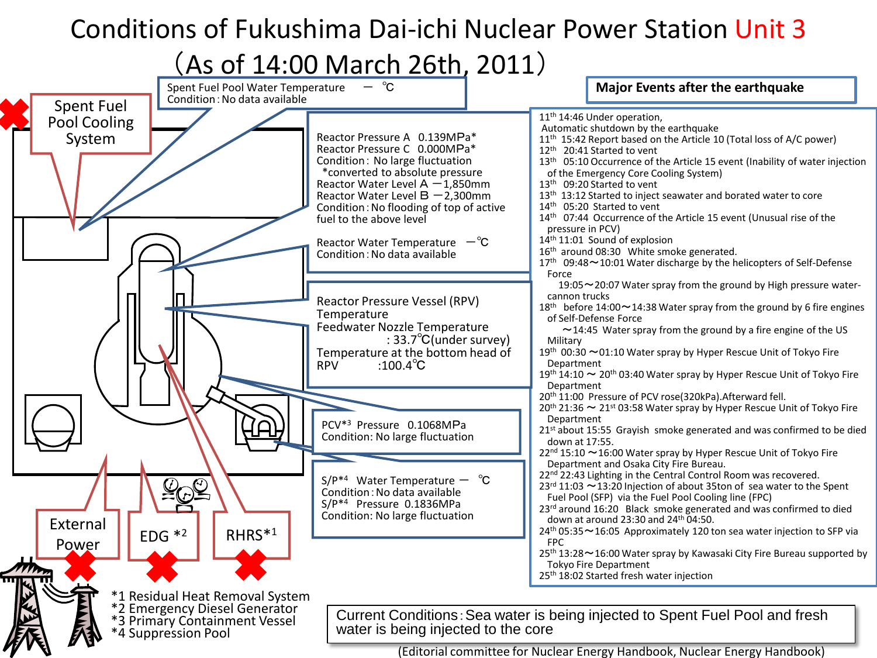# Conditions of Fukushima Dai-ichi Nuclear Power Station Unit 3

## （As of 14:00 March 26th, 2011）

Spent Fuel Pool Water Temperature　－ ℃
Condition : No data available

Spent Fuel Pool Cooling System

Reactor Pressure A　0.139MPa*
Reactor Pressure C　0.000MPa*
Condition : No large fluctuation
*converted to absolute pressure
Reactor Water Level A －1,850mm
Reactor Water Level B －2,300mm
Condition : No flooding of top of active fuel to the above level

Reactor Water Temperature　－℃
Condition : No data available

Reactor Pressure Vessel (RPV) Temperature
Feedwater Nozzle Temperature : 33.7℃(under survey)
Temperature at the bottom head of RPV :100.4℃

PCV*3 Pressure　0.1068MPa
Condition: No large fluctuation

S/P*4 Water Temperature －　℃
Condition : No data available
S/P*4 Pressure 0.1836MPa
Condition: No large fluctuation

External Power

EDG *2

RHRS*1

*1 Residual Heat Removal System
*2 Emergency Diesel Generator
*3 Primary Containment Vessel
*4 Suppression Pool

### Major Events after the earthquake

11th 14:46 Under operation, Automatic shutdown by the earthquake
11th 15:42 Report based on the Article 10 (Total loss of A/C power)
12th 20:41 Started to vent
13th 05:10 Occurrence of the Article 15 event (Inability of water injection of the Emergency Core Cooling System)
13th 09:20 Started to vent
13th 13:12 Started to inject seawater and borated water to core
14th 05:20 Started to vent
14th 07:44 Occurrence of the Article 15 event (Unusual rise of the pressure in PCV)
14th 11:01 Sound of explosion
16th around 08:30 White smoke generated.
17th 09:48～10:01 Water discharge by the helicopters of Self-Defense Force
19:05～20:07 Water spray from the ground by High pressure water-cannon trucks
18th before 14:00～14:38 Water spray from the ground by 6 fire engines of Self-Defense Force
～14:45 Water spray from the ground by a fire engine of the US Military
19th 00:30 ～01:10 Water spray by Hyper Rescue Unit of Tokyo Fire Department
19th 14:10 ～ 20th 03:40 Water spray by Hyper Rescue Unit of Tokyo Fire Department
20th 11:00 Pressure of PCV rose(320kPa).Afterward fell.
20th 21:36 ～ 21st 03:58 Water spray by Hyper Rescue Unit of Tokyo Fire Department
21st about 15:55 Grayish smoke generated and was confirmed to be died down at 17:55.
22nd 15:10 ～16:00 Water spray by Hyper Rescue Unit of Tokyo Fire Department and Osaka City Fire Bureau.
22nd 22:43 Lighting in the Central Control Room was recovered.
23rd 11:03 ～13:20 Injection of about 35ton of sea water to the Spent Fuel Pool (SFP) via the Fuel Pool Cooling line (FPC)
23rd around 16:20 Black smoke generated and was confirmed to died down at around 23:30 and 24th 04:50.
24th 05:35～16:05 Approximately 120 ton sea water injection to SFP via FPC
25th 13:28～16:00 Water spray by Kawasaki City Fire Bureau supported by Tokyo Fire Department
25th 18:02 Started fresh water injection

Current Conditions : Sea water is being injected to Spent Fuel Pool and fresh water is being injected to the core

(Editorial committee for Nuclear Energy Handbook, Nuclear Energy Handbook)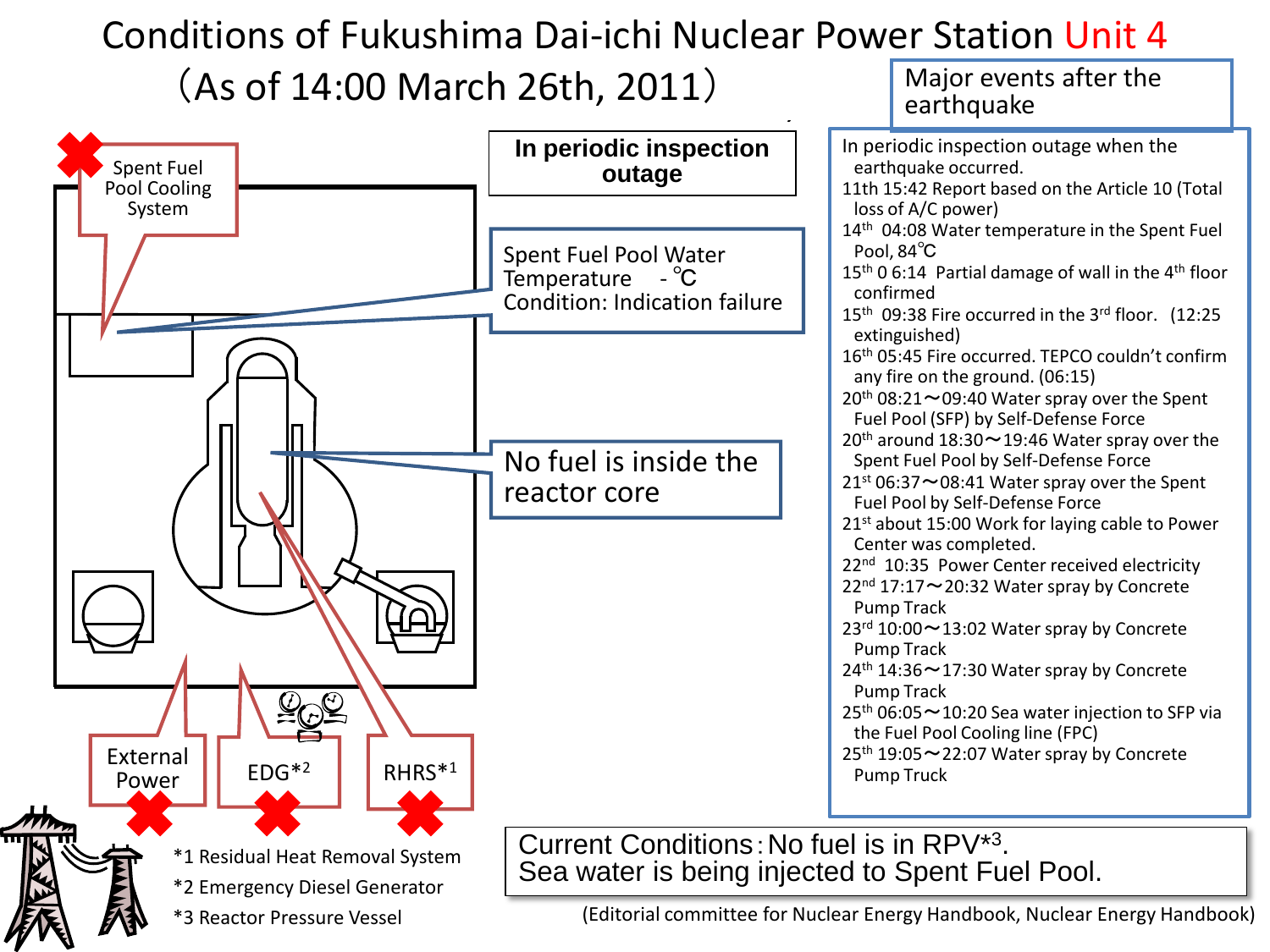# Conditions of Fukushima Dai-ichi Nuclear Power Station Unit 4

（As of 14:00 March 26th, 2011）

**In periodic inspection outage**

Spent Fuel Pool Cooling System

Spent Fuel Pool Water Temperature - ℃
Condition: Indication failure

No fuel is inside the reactor core

External Power

EDG*2

RHRS*1

## Major events after the earthquake

In periodic inspection outage when the earthquake occurred.
11th 15:42 Report based on the Article 10 (Total loss of A/C power)
14th 04:08 Water temperature in the Spent Fuel Pool, 84℃
15th 0 6:14 Partial damage of wall in the 4th floor confirmed
15th 09:38 Fire occurred in the 3rd floor. (12:25 extinguished)
16th 05:45 Fire occurred. TEPCO couldn't confirm any fire on the ground. (06:15)
20th 08:21～09:40 Water spray over the Spent Fuel Pool (SFP) by Self-Defense Force
20th around 18:30～19:46 Water spray over the Spent Fuel Pool by Self-Defense Force
21st 06:37～08:41 Water spray over the Spent Fuel Pool by Self-Defense Force
21st about 15:00 Work for laying cable to Power Center was completed.
22nd 10:35 Power Center received electricity
22nd 17:17～20:32 Water spray by Concrete Pump Track
23rd 10:00～13:02 Water spray by Concrete Pump Track
24th 14:36～17:30 Water spray by Concrete Pump Track
25th 06:05～10:20 Sea water injection to SFP via the Fuel Pool Cooling line (FPC)
25th 19:05～22:07 Water spray by Concrete Pump Truck

Current Conditions：No fuel is in RPV*3.
Sea water is being injected to Spent Fuel Pool.

*1 Residual Heat Removal System
*2 Emergency Diesel Generator
*3 Reactor Pressure Vessel

(Editorial committee for Nuclear Energy Handbook, Nuclear Energy Handbook)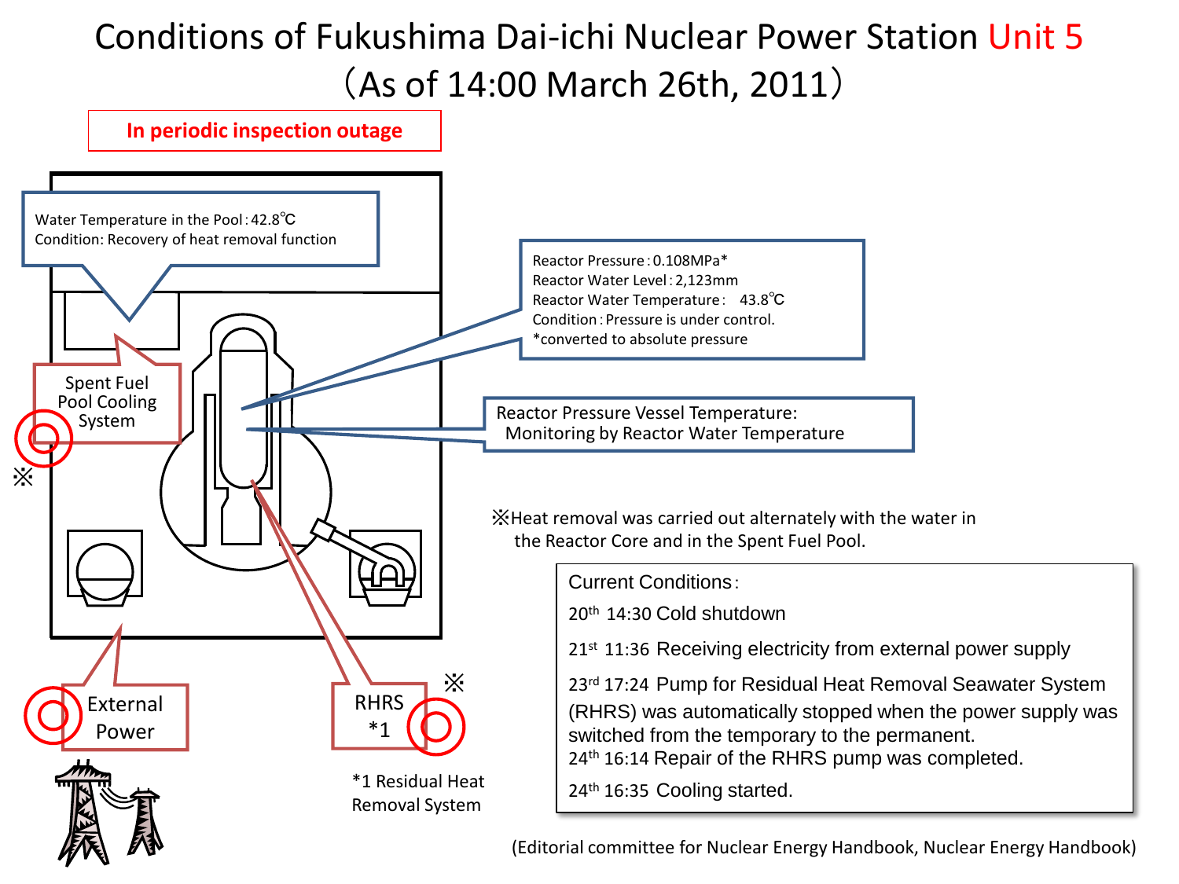# Conditions of Fukushima Dai-ichi Nuclear Power Station Unit 5

（As of 14:00 March 26th, 2011）

**In periodic inspection outage**

Water Temperature in the Pool：42.8℃
Condition: Recovery of heat removal function

Reactor Pressure：0.108MPa*
Reactor Water Level：2,123mm
Reactor Water Temperature：　43.8℃
Condition：Pressure is under control.
*converted to absolute pressure

Reactor Pressure Vessel Temperature:
Monitoring by Reactor Water Temperature

Spent Fuel Pool Cooling System ※

External Power

RHRS *1 ※

*1 Residual Heat Removal System

※Heat removal was carried out alternately with the water in the Reactor Core and in the Spent Fuel Pool.

Current Conditions：

20th 14:30 Cold shutdown

21st 11:36 Receiving electricity from external power supply

23rd 17:24 Pump for Residual Heat Removal Seawater System (RHRS) was automatically stopped when the power supply was switched from the temporary to the permanent.

24th 16:14 Repair of the RHRS pump was completed.

24th 16:35 Cooling started.

(Editorial committee for Nuclear Energy Handbook, Nuclear Energy Handbook)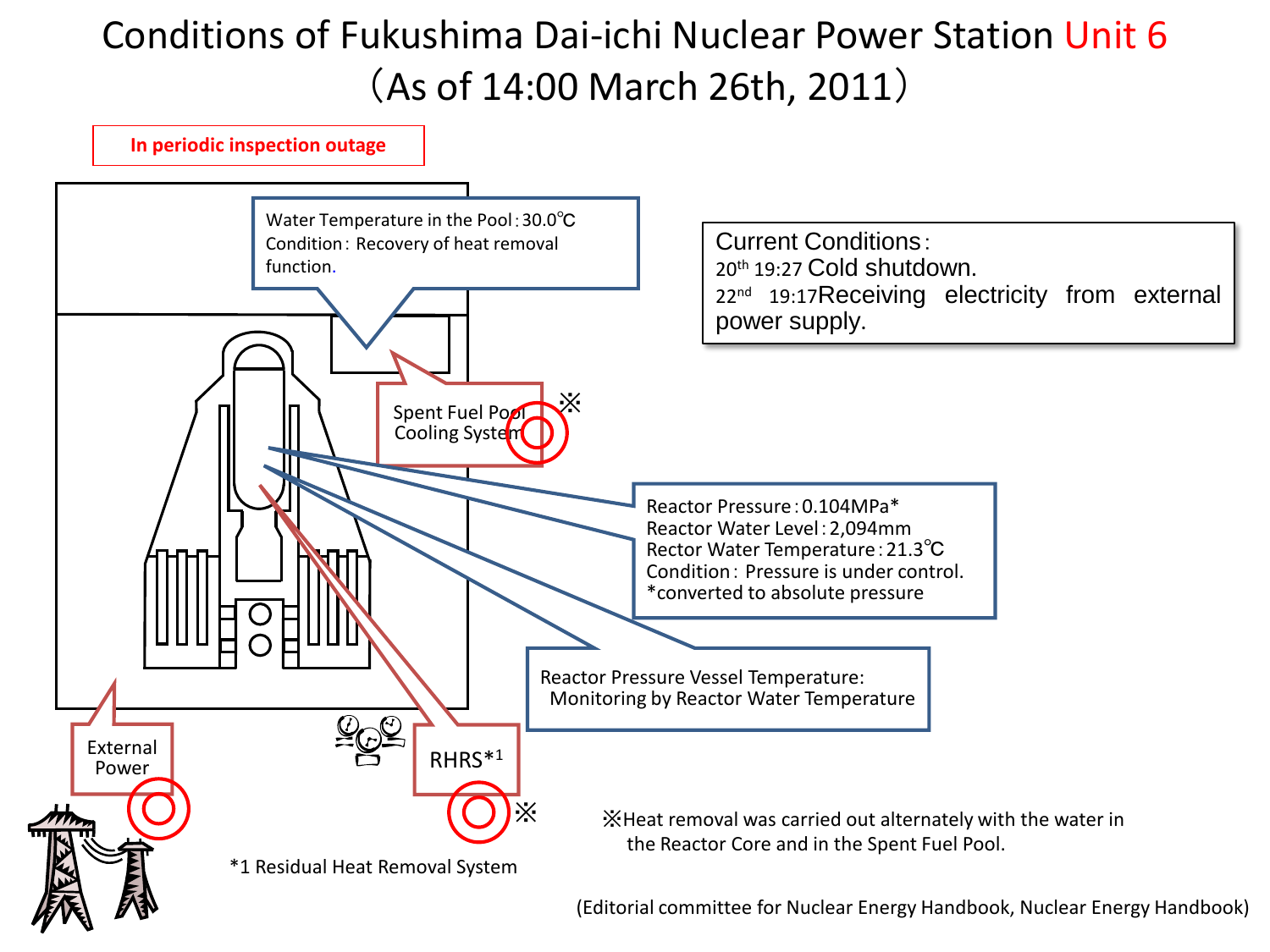# Conditions of Fukushima Dai-ichi Nuclear Power Station Unit 6
## （As of 14:00 March 26th, 2011）

**In periodic inspection outage**

Water Temperature in the Pool：30.0℃
Condition：Recovery of heat removal function.

Current Conditions：
20th 19:27 Cold shutdown.
22nd 19:17 Receiving electricity from external power supply.

Spent Fuel Pool Cooling System ※

Reactor Pressure：0.104MPa*
Reactor Water Level：2,094mm
Rector Water Temperature：21.3℃
Condition：Pressure is under control.
*converted to absolute pressure

Reactor Pressure Vessel Temperature:
Monitoring by Reactor Water Temperature

External Power

RHRS*1 ※

※Heat removal was carried out alternately with the water in the Reactor Core and in the Spent Fuel Pool.

*1 Residual Heat Removal System

(Editorial committee for Nuclear Energy Handbook, Nuclear Energy Handbook)